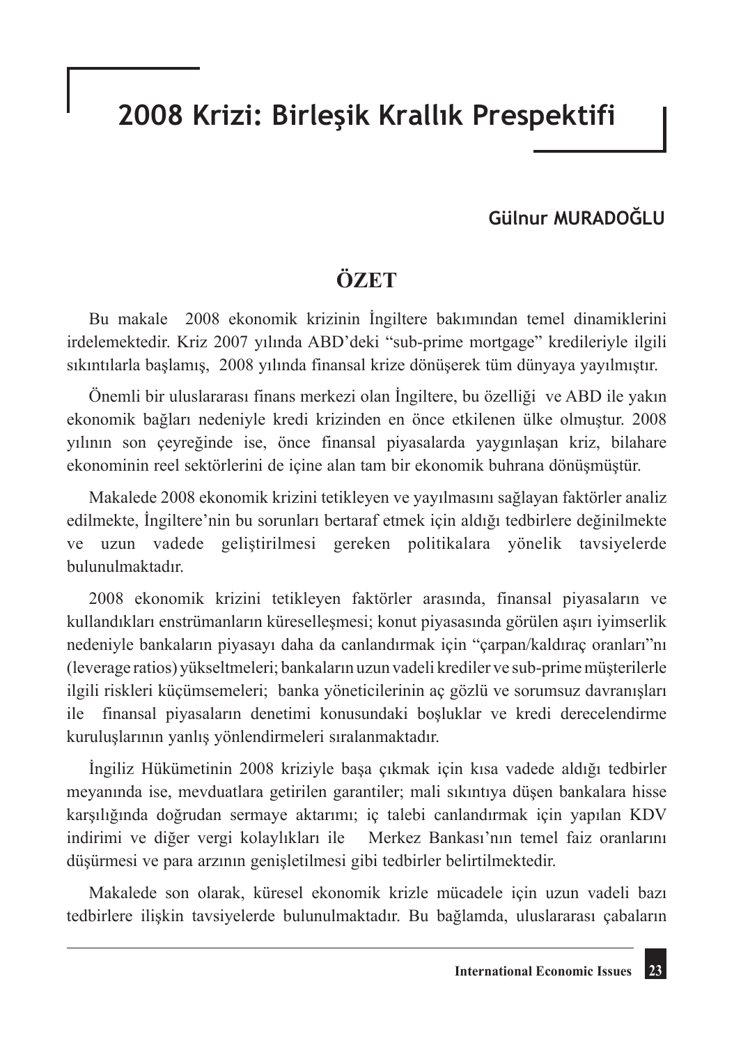# 2008 Krizi: Birleşik Krallık Prespektifi

**Gülnur MURADOĞLU**

## ÖZET

Bu makale 2008 ekonomik krizinin İngiltere bakımından temel dinamiklerini irdelemektedir. Kriz 2007 yılında ABD'deki "sub-prime mortgage" kredileriyle ilgili sıkıntılarla başlamış, 2008 yılında finansal krize dönüşerek tüm dünyaya yayılmıştır.

Önemli bir uluslararası finans merkezi olan İngiltere, bu özelliği ve ABD ile yakın ekonomik bağları nedeniyle kredi krizinden en önce etkilenen ülke olmuştur. 2008 yılının son çeyreğinde ise, önce finansal piyasalarda yaygınlaşan kriz, bilahare ekonominin reel sektörlerini de içine alan tam bir ekonomik buhrana dönüşmüştür.

Makalede 2008 ekonomik krizini tetikleyen ve yayılmasını sağlayan faktörler analiz edilmekte, İngiltere'nin bu sorunları bertaraf etmek için aldığı tedbirlere değinilmekte ve uzun vadede geliştirilmesi gereken politikalara yönelik tavsiyelerde bulunulmaktadır.

2008 ekonomik krizini tetikleyen faktörler arasında, finansal piyasaların ve kullandıkları enstrümanların küreselleşmesi; konut piyasasında görülen aşırı iyimserlik nedeniyle bankaların piyasayı daha da canlandırmak için "çarpan/kaldıraç oranları"nı (leverage ratios) yükseltmeleri; bankaların uzun vadeli krediler ve sub-prime müşterilerle ilgili riskleri küçümsemeleri; banka yöneticilerinin aç gözlü ve sorumsuz davranışları ile finansal piyasaların denetimi konusundaki boşluklar ve kredi derecelendirme kuruluşlarının yanlış yönlendirmeleri sıralanmaktadır.

İngiliz Hükümetinin 2008 kriziyle başa çıkmak için kısa vadede aldığı tedbirler meyanında ise, mevduatlara getirilen garantiler; mali sıkıntıya düşen bankalara hisse karşılığında doğrudan sermaye aktarımı; iç talebi canlandırmak için yapılan KDV indirimi ve diğer vergi kolaylıkları ile Merkez Bankası'nın temel faiz oranlarını düşürmesi ve para arzının genişletilmesi gibi tedbirler belirtilmektedir.

Makalede son olarak, küresel ekonomik krizle mücadele için uzun vadeli bazı tedbirlere ilişkin tavsiyelerde bulunulmaktadır. Bu bağlamda, uluslararası çabaların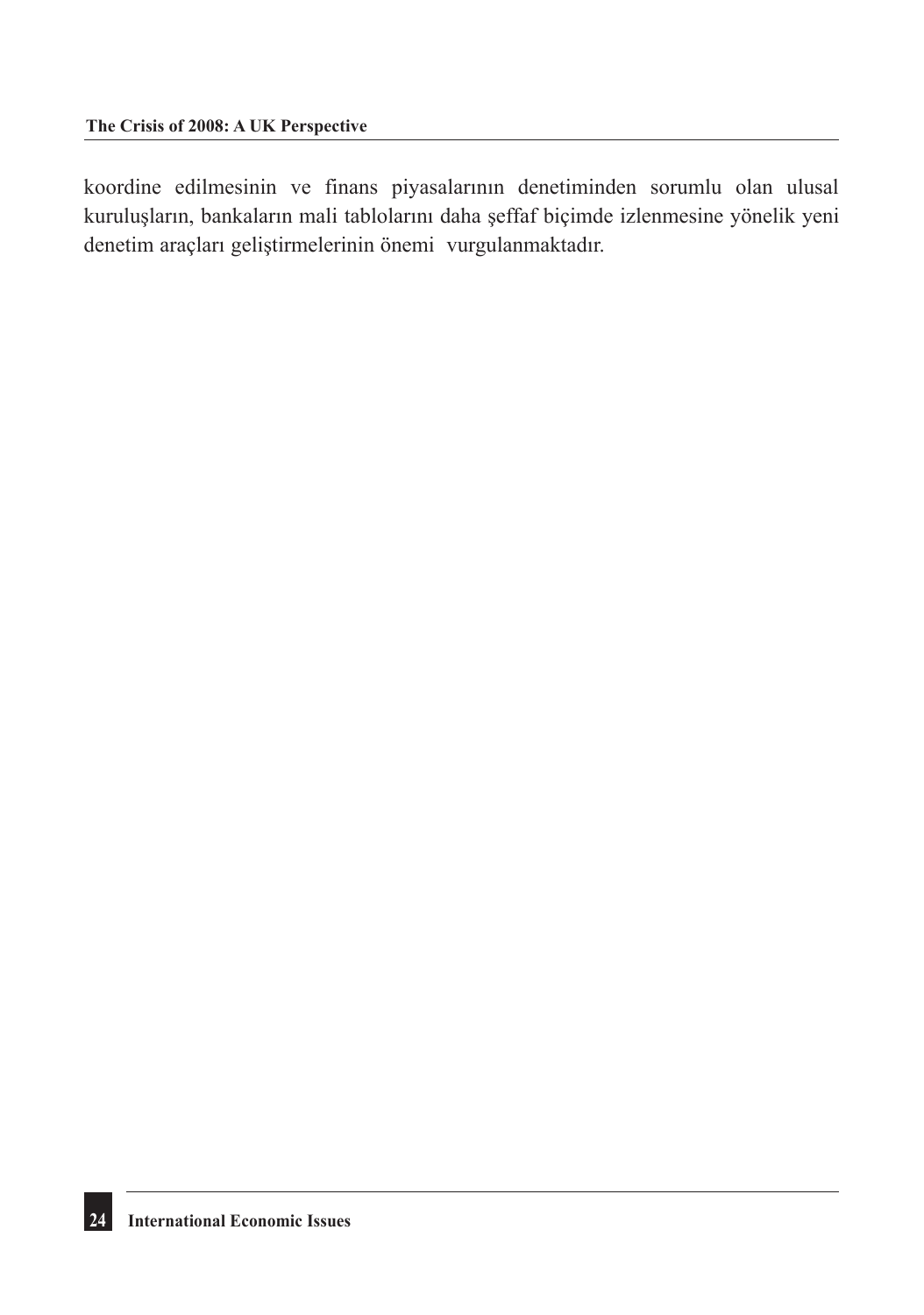koordine edilmesinin ve finans piyasalarının denetiminden sorumlu olan ulusal kuruluşların, bankaların mali tablolarını daha şeffaf biçimde izlenmesine yönelik yeni denetim araçları geliştirmelerinin önemi vurgulanmaktadır.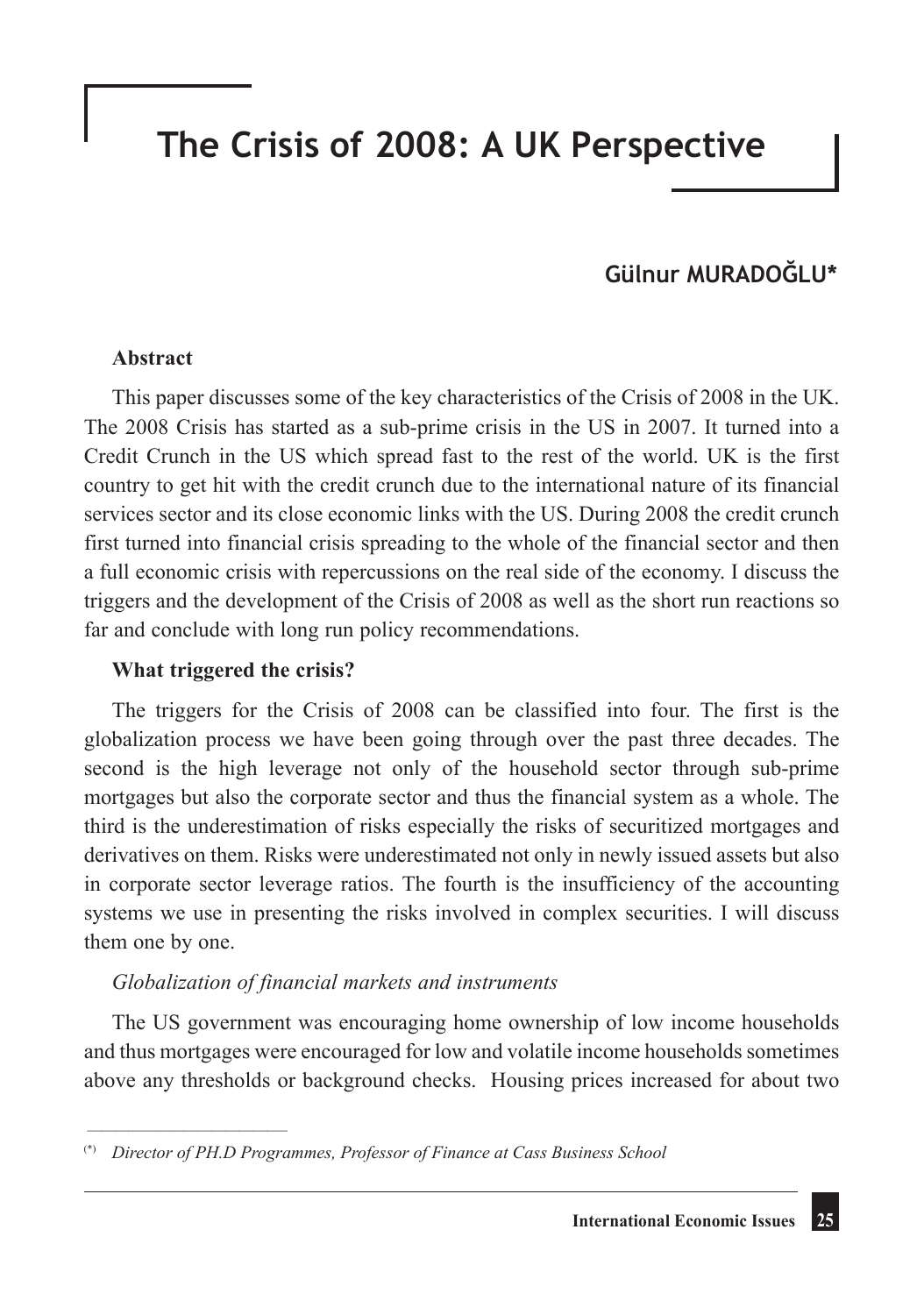# The Crisis of 2008: A UK Perspective

**Gülnur MURADOĞLU***

**Abstract**

This paper discusses some of the key characteristics of the Crisis of 2008 in the UK. The 2008 Crisis has started as a sub-prime crisis in the US in 2007. It turned into a Credit Crunch in the US which spread fast to the rest of the world. UK is the first country to get hit with the credit crunch due to the international nature of its financial services sector and its close economic links with the US. During 2008 the credit crunch first turned into financial crisis spreading to the whole of the financial sector and then a full economic crisis with repercussions on the real side of the economy. I discuss the triggers and the development of the Crisis of 2008 as well as the short run reactions so far and conclude with long run policy recommendations.

**What triggered the crisis?**

The triggers for the Crisis of 2008 can be classified into four. The first is the globalization process we have been going through over the past three decades. The second is the high leverage not only of the household sector through sub-prime mortgages but also the corporate sector and thus the financial system as a whole. The third is the underestimation of risks especially the risks of securitized mortgages and derivatives on them. Risks were underestimated not only in newly issued assets but also in corporate sector leverage ratios. The fourth is the insufficiency of the accounting systems we use in presenting the risks involved in complex securities. I will discuss them one by one.

*Globalization of financial markets and instruments*

The US government was encouraging home ownership of low income households and thus mortgages were encouraged for low and volatile income households sometimes above any thresholds or background checks. Housing prices increased for about two

(*) *Director of PH.D Programmes, Professor of Finance at Cass Business School*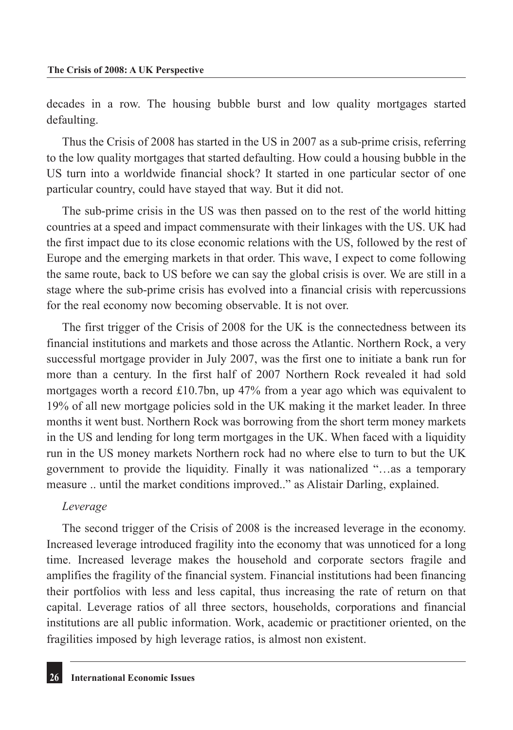decades in a row. The housing bubble burst and low quality mortgages started defaulting.

Thus the Crisis of 2008 has started in the US in 2007 as a sub-prime crisis, referring to the low quality mortgages that started defaulting. How could a housing bubble in the US turn into a worldwide financial shock? It started in one particular sector of one particular country, could have stayed that way. But it did not.

The sub-prime crisis in the US was then passed on to the rest of the world hitting countries at a speed and impact commensurate with their linkages with the US. UK had the first impact due to its close economic relations with the US, followed by the rest of Europe and the emerging markets in that order. This wave, I expect to come following the same route, back to US before we can say the global crisis is over. We are still in a stage where the sub-prime crisis has evolved into a financial crisis with repercussions for the real economy now becoming observable. It is not over.

The first trigger of the Crisis of 2008 for the UK is the connectedness between its financial institutions and markets and those across the Atlantic. Northern Rock, a very successful mortgage provider in July 2007, was the first one to initiate a bank run for more than a century. In the first half of 2007 Northern Rock revealed it had sold mortgages worth a record £10.7bn, up 47% from a year ago which was equivalent to 19% of all new mortgage policies sold in the UK making it the market leader. In three months it went bust. Northern Rock was borrowing from the short term money markets in the US and lending for long term mortgages in the UK. When faced with a liquidity run in the US money markets Northern rock had no where else to turn to but the UK government to provide the liquidity. Finally it was nationalized "…as a temporary measure .. until the market conditions improved.." as Alistair Darling, explained.

*Leverage*

The second trigger of the Crisis of 2008 is the increased leverage in the economy. Increased leverage introduced fragility into the economy that was unnoticed for a long time. Increased leverage makes the household and corporate sectors fragile and amplifies the fragility of the financial system. Financial institutions had been financing their portfolios with less and less capital, thus increasing the rate of return on that capital. Leverage ratios of all three sectors, households, corporations and financial institutions are all public information. Work, academic or practitioner oriented, on the fragilities imposed by high leverage ratios, is almost non existent.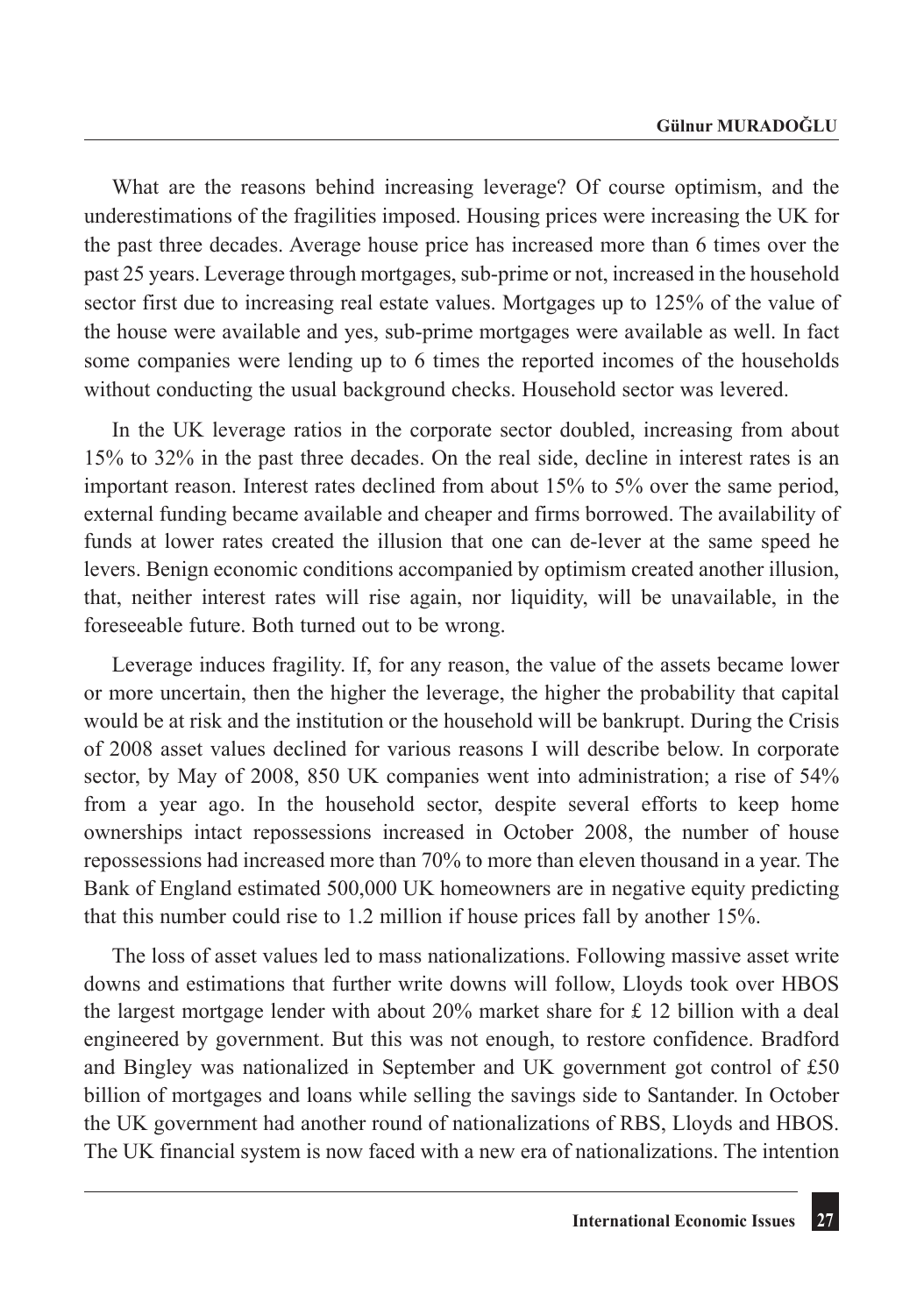What are the reasons behind increasing leverage? Of course optimism, and the underestimations of the fragilities imposed. Housing prices were increasing the UK for the past three decades. Average house price has increased more than 6 times over the past 25 years. Leverage through mortgages, sub-prime or not, increased in the household sector first due to increasing real estate values. Mortgages up to 125% of the value of the house were available and yes, sub-prime mortgages were available as well. In fact some companies were lending up to 6 times the reported incomes of the households without conducting the usual background checks. Household sector was levered.

In the UK leverage ratios in the corporate sector doubled, increasing from about 15% to 32% in the past three decades. On the real side, decline in interest rates is an important reason. Interest rates declined from about 15% to 5% over the same period, external funding became available and cheaper and firms borrowed. The availability of funds at lower rates created the illusion that one can de-lever at the same speed he levers. Benign economic conditions accompanied by optimism created another illusion, that, neither interest rates will rise again, nor liquidity, will be unavailable, in the foreseeable future. Both turned out to be wrong.

Leverage induces fragility. If, for any reason, the value of the assets became lower or more uncertain, then the higher the leverage, the higher the probability that capital would be at risk and the institution or the household will be bankrupt. During the Crisis of 2008 asset values declined for various reasons I will describe below. In corporate sector, by May of 2008, 850 UK companies went into administration; a rise of 54% from a year ago. In the household sector, despite several efforts to keep home ownerships intact repossessions increased in October 2008, the number of house repossessions had increased more than 70% to more than eleven thousand in a year. The Bank of England estimated 500,000 UK homeowners are in negative equity predicting that this number could rise to 1.2 million if house prices fall by another 15%.

The loss of asset values led to mass nationalizations. Following massive asset write downs and estimations that further write downs will follow, Lloyds took over HBOS the largest mortgage lender with about 20% market share for £ 12 billion with a deal engineered by government. But this was not enough, to restore confidence. Bradford and Bingley was nationalized in September and UK government got control of £50 billion of mortgages and loans while selling the savings side to Santander. In October the UK government had another round of nationalizations of RBS, Lloyds and HBOS. The UK financial system is now faced with a new era of nationalizations. The intention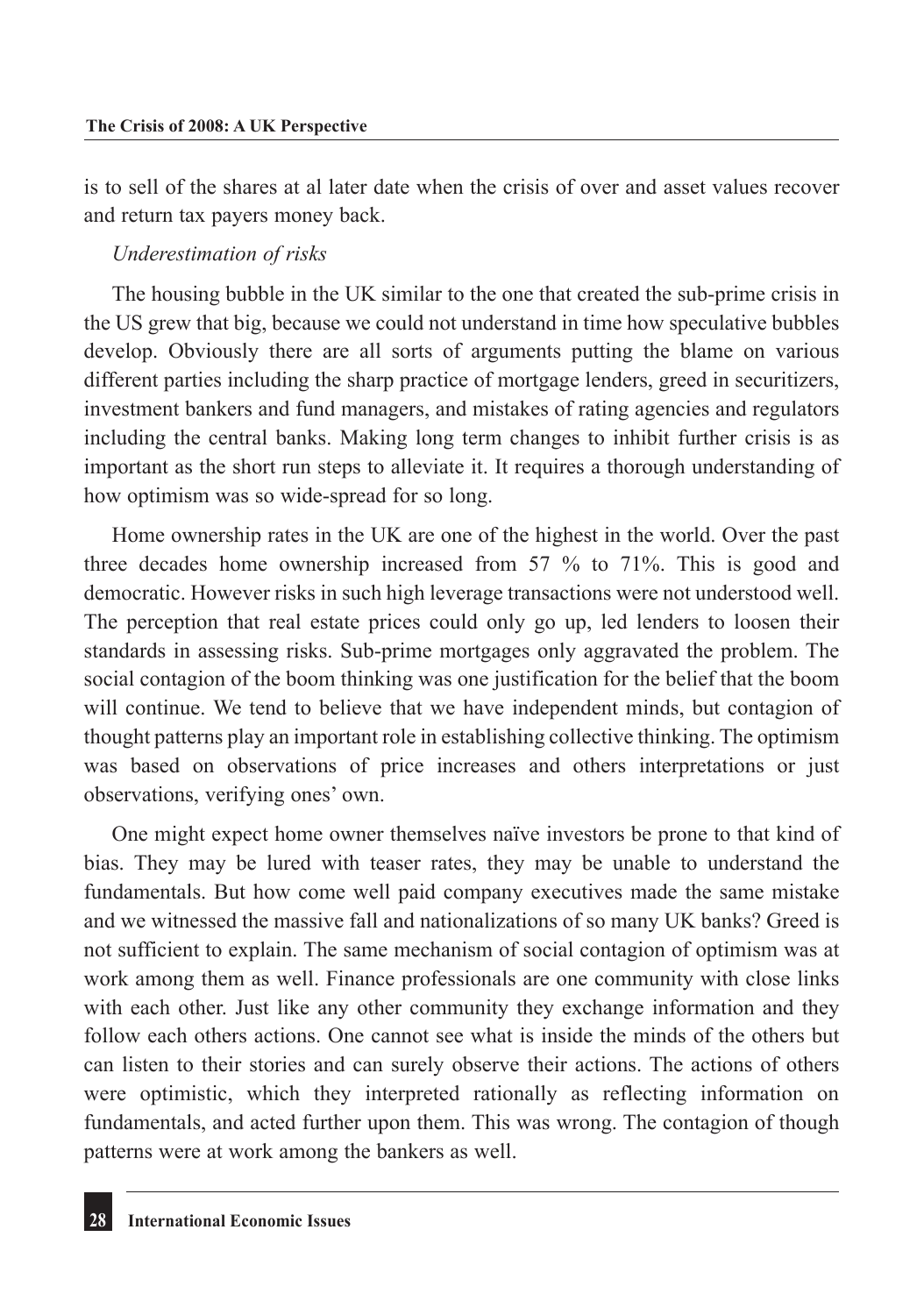is to sell of the shares at al later date when the crisis of over and asset values recover and return tax payers money back.

*Underestimation of risks*

The housing bubble in the UK similar to the one that created the sub-prime crisis in the US grew that big, because we could not understand in time how speculative bubbles develop. Obviously there are all sorts of arguments putting the blame on various different parties including the sharp practice of mortgage lenders, greed in securitizers, investment bankers and fund managers, and mistakes of rating agencies and regulators including the central banks. Making long term changes to inhibit further crisis is as important as the short run steps to alleviate it. It requires a thorough understanding of how optimism was so wide-spread for so long.

Home ownership rates in the UK are one of the highest in the world. Over the past three decades home ownership increased from 57 % to 71%. This is good and democratic. However risks in such high leverage transactions were not understood well. The perception that real estate prices could only go up, led lenders to loosen their standards in assessing risks. Sub-prime mortgages only aggravated the problem. The social contagion of the boom thinking was one justification for the belief that the boom will continue. We tend to believe that we have independent minds, but contagion of thought patterns play an important role in establishing collective thinking. The optimism was based on observations of price increases and others interpretations or just observations, verifying ones' own.

One might expect home owner themselves naïve investors be prone to that kind of bias. They may be lured with teaser rates, they may be unable to understand the fundamentals. But how come well paid company executives made the same mistake and we witnessed the massive fall and nationalizations of so many UK banks? Greed is not sufficient to explain. The same mechanism of social contagion of optimism was at work among them as well. Finance professionals are one community with close links with each other. Just like any other community they exchange information and they follow each others actions. One cannot see what is inside the minds of the others but can listen to their stories and can surely observe their actions. The actions of others were optimistic, which they interpreted rationally as reflecting information on fundamentals, and acted further upon them. This was wrong. The contagion of though patterns were at work among the bankers as well.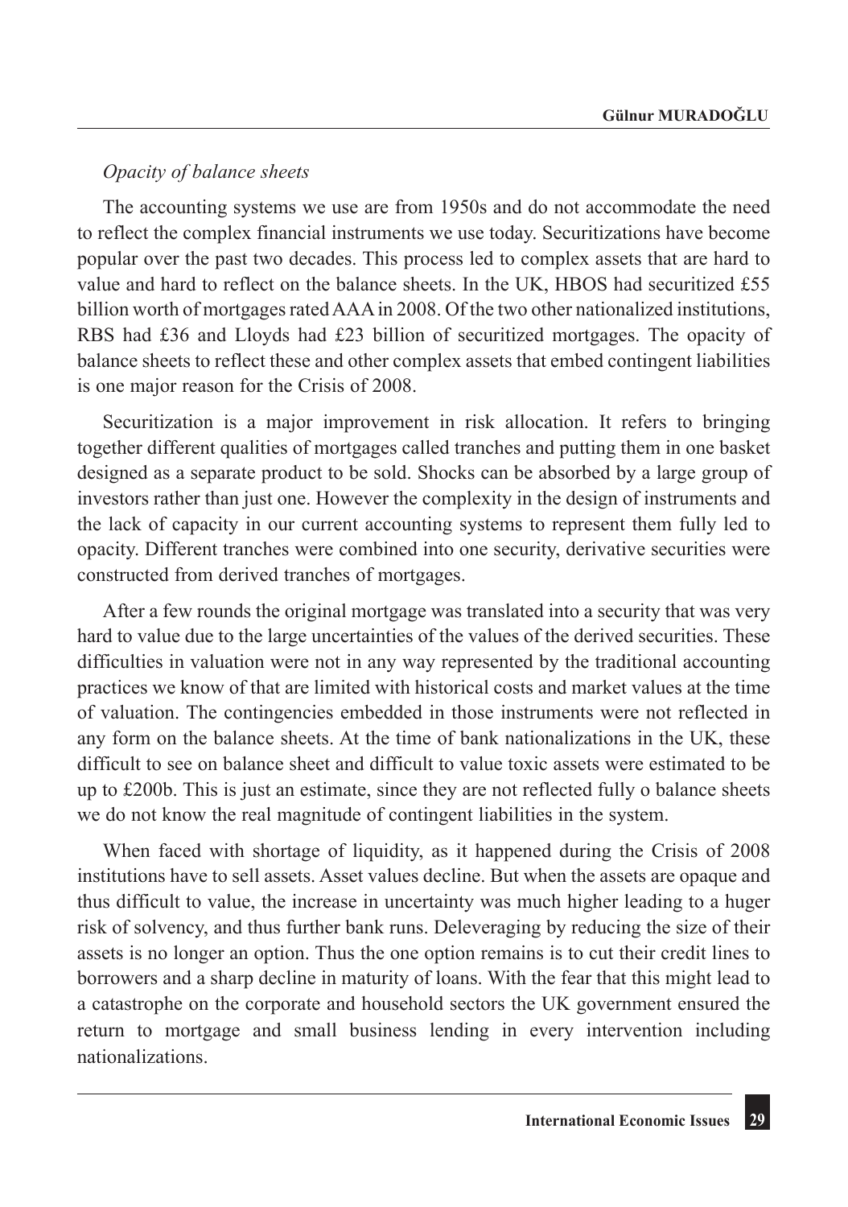*Opacity of balance sheets*

The accounting systems we use are from 1950s and do not accommodate the need to reflect the complex financial instruments we use today. Securitizations have become popular over the past two decades. This process led to complex assets that are hard to value and hard to reflect on the balance sheets. In the UK, HBOS had securitized £55 billion worth of mortgages rated AAA in 2008. Of the two other nationalized institutions, RBS had £36 and Lloyds had £23 billion of securitized mortgages. The opacity of balance sheets to reflect these and other complex assets that embed contingent liabilities is one major reason for the Crisis of 2008.

Securitization is a major improvement in risk allocation. It refers to bringing together different qualities of mortgages called tranches and putting them in one basket designed as a separate product to be sold. Shocks can be absorbed by a large group of investors rather than just one. However the complexity in the design of instruments and the lack of capacity in our current accounting systems to represent them fully led to opacity. Different tranches were combined into one security, derivative securities were constructed from derived tranches of mortgages.

After a few rounds the original mortgage was translated into a security that was very hard to value due to the large uncertainties of the values of the derived securities. These difficulties in valuation were not in any way represented by the traditional accounting practices we know of that are limited with historical costs and market values at the time of valuation. The contingencies embedded in those instruments were not reflected in any form on the balance sheets. At the time of bank nationalizations in the UK, these difficult to see on balance sheet and difficult to value toxic assets were estimated to be up to £200b. This is just an estimate, since they are not reflected fully o balance sheets we do not know the real magnitude of contingent liabilities in the system.

When faced with shortage of liquidity, as it happened during the Crisis of 2008 institutions have to sell assets. Asset values decline. But when the assets are opaque and thus difficult to value, the increase in uncertainty was much higher leading to a huger risk of solvency, and thus further bank runs. Deleveraging by reducing the size of their assets is no longer an option. Thus the one option remains is to cut their credit lines to borrowers and a sharp decline in maturity of loans. With the fear that this might lead to a catastrophe on the corporate and household sectors the UK government ensured the return to mortgage and small business lending in every intervention including nationalizations.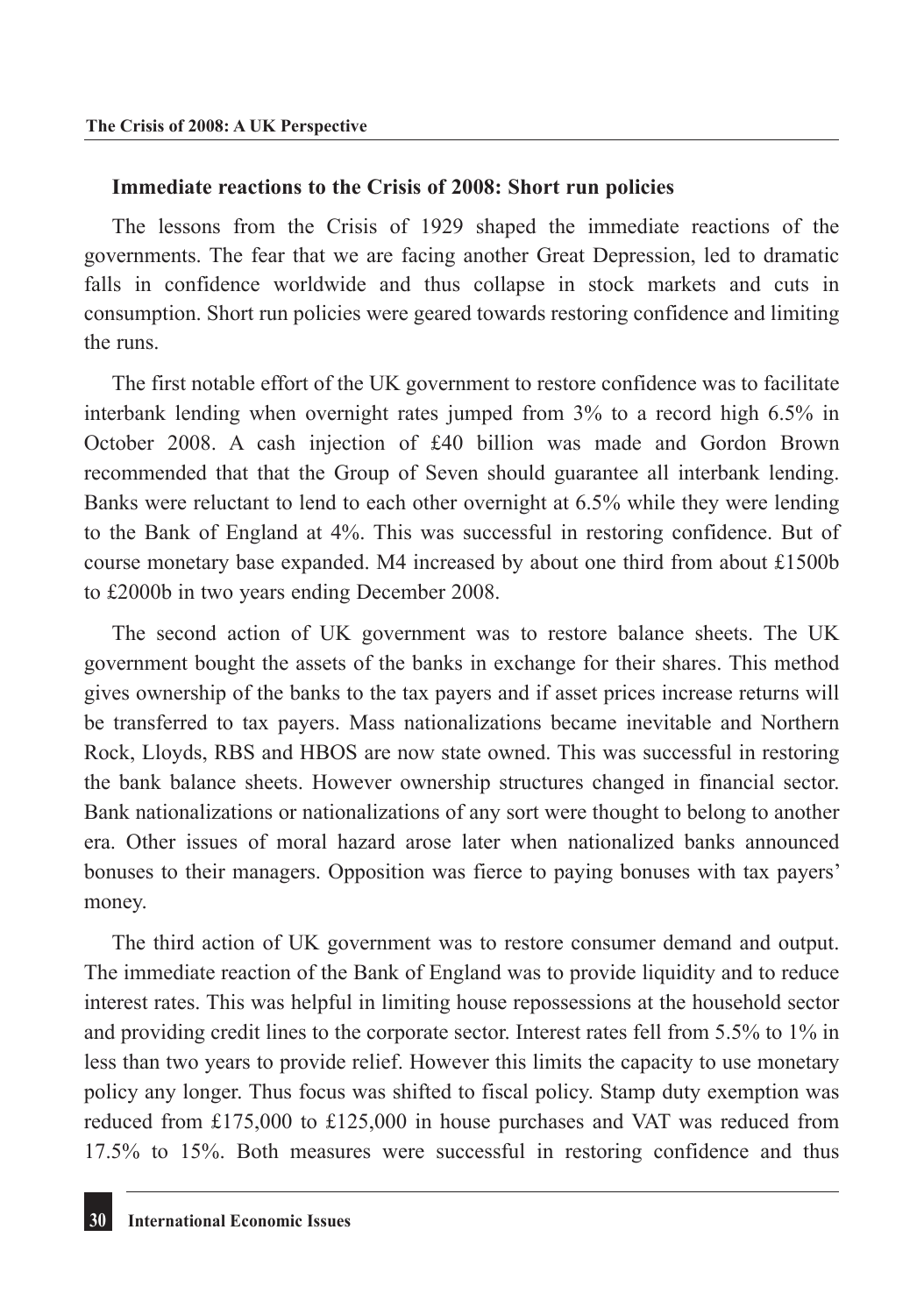### Immediate reactions to the Crisis of 2008: Short run policies

The lessons from the Crisis of 1929 shaped the immediate reactions of the governments. The fear that we are facing another Great Depression, led to dramatic falls in confidence worldwide and thus collapse in stock markets and cuts in consumption. Short run policies were geared towards restoring confidence and limiting the runs.

The first notable effort of the UK government to restore confidence was to facilitate interbank lending when overnight rates jumped from 3% to a record high 6.5% in October 2008. A cash injection of £40 billion was made and Gordon Brown recommended that that the Group of Seven should guarantee all interbank lending. Banks were reluctant to lend to each other overnight at 6.5% while they were lending to the Bank of England at 4%. This was successful in restoring confidence. But of course monetary base expanded. M4 increased by about one third from about £1500b to £2000b in two years ending December 2008.

The second action of UK government was to restore balance sheets. The UK government bought the assets of the banks in exchange for their shares. This method gives ownership of the banks to the tax payers and if asset prices increase returns will be transferred to tax payers. Mass nationalizations became inevitable and Northern Rock, Lloyds, RBS and HBOS are now state owned. This was successful in restoring the bank balance sheets. However ownership structures changed in financial sector. Bank nationalizations or nationalizations of any sort were thought to belong to another era. Other issues of moral hazard arose later when nationalized banks announced bonuses to their managers. Opposition was fierce to paying bonuses with tax payers' money.

The third action of UK government was to restore consumer demand and output. The immediate reaction of the Bank of England was to provide liquidity and to reduce interest rates. This was helpful in limiting house repossessions at the household sector and providing credit lines to the corporate sector. Interest rates fell from 5.5% to 1% in less than two years to provide relief. However this limits the capacity to use monetary policy any longer. Thus focus was shifted to fiscal policy. Stamp duty exemption was reduced from £175,000 to £125,000 in house purchases and VAT was reduced from 17.5% to 15%. Both measures were successful in restoring confidence and thus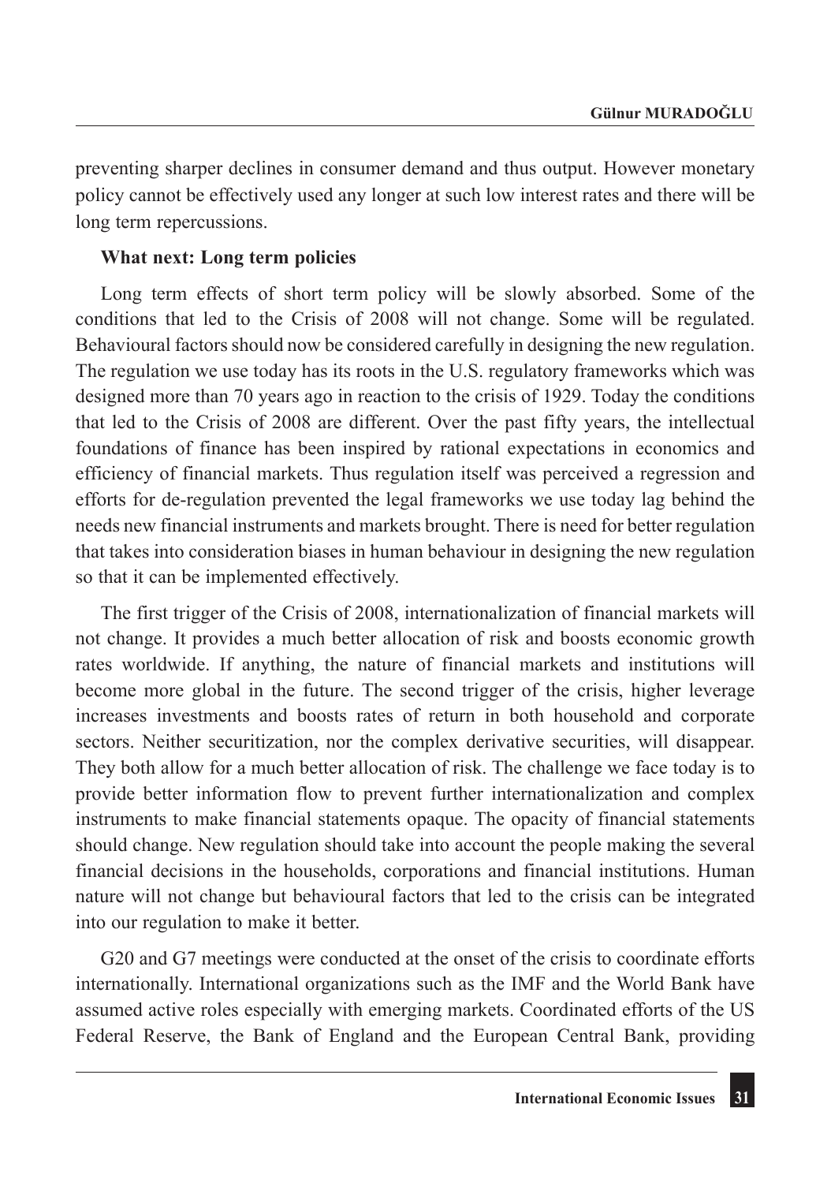preventing sharper declines in consumer demand and thus output. However monetary policy cannot be effectively used any longer at such low interest rates and there will be long term repercussions.

**What next: Long term policies**

Long term effects of short term policy will be slowly absorbed. Some of the conditions that led to the Crisis of 2008 will not change. Some will be regulated. Behavioural factors should now be considered carefully in designing the new regulation. The regulation we use today has its roots in the U.S. regulatory frameworks which was designed more than 70 years ago in reaction to the crisis of 1929. Today the conditions that led to the Crisis of 2008 are different. Over the past fifty years, the intellectual foundations of finance has been inspired by rational expectations in economics and efficiency of financial markets. Thus regulation itself was perceived a regression and efforts for de-regulation prevented the legal frameworks we use today lag behind the needs new financial instruments and markets brought. There is need for better regulation that takes into consideration biases in human behaviour in designing the new regulation so that it can be implemented effectively.

The first trigger of the Crisis of 2008, internationalization of financial markets will not change. It provides a much better allocation of risk and boosts economic growth rates worldwide. If anything, the nature of financial markets and institutions will become more global in the future. The second trigger of the crisis, higher leverage increases investments and boosts rates of return in both household and corporate sectors. Neither securitization, nor the complex derivative securities, will disappear. They both allow for a much better allocation of risk. The challenge we face today is to provide better information flow to prevent further internationalization and complex instruments to make financial statements opaque. The opacity of financial statements should change. New regulation should take into account the people making the several financial decisions in the households, corporations and financial institutions. Human nature will not change but behavioural factors that led to the crisis can be integrated into our regulation to make it better.

G20 and G7 meetings were conducted at the onset of the crisis to coordinate efforts internationally. International organizations such as the IMF and the World Bank have assumed active roles especially with emerging markets. Coordinated efforts of the US Federal Reserve, the Bank of England and the European Central Bank, providing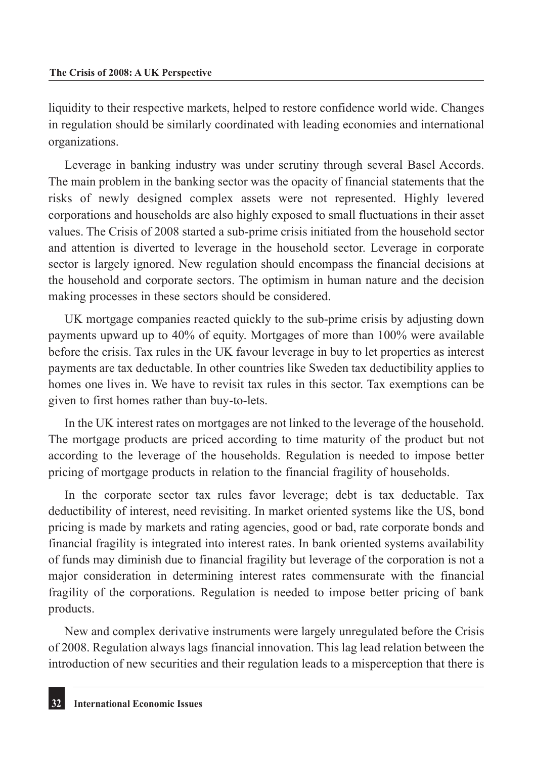liquidity to their respective markets, helped to restore confidence world wide. Changes in regulation should be similarly coordinated with leading economies and international organizations.

Leverage in banking industry was under scrutiny through several Basel Accords. The main problem in the banking sector was the opacity of financial statements that the risks of newly designed complex assets were not represented. Highly levered corporations and households are also highly exposed to small fluctuations in their asset values. The Crisis of 2008 started a sub-prime crisis initiated from the household sector and attention is diverted to leverage in the household sector. Leverage in corporate sector is largely ignored. New regulation should encompass the financial decisions at the household and corporate sectors. The optimism in human nature and the decision making processes in these sectors should be considered.

UK mortgage companies reacted quickly to the sub-prime crisis by adjusting down payments upward up to 40% of equity. Mortgages of more than 100% were available before the crisis. Tax rules in the UK favour leverage in buy to let properties as interest payments are tax deductable. In other countries like Sweden tax deductibility applies to homes one lives in. We have to revisit tax rules in this sector. Tax exemptions can be given to first homes rather than buy-to-lets.

In the UK interest rates on mortgages are not linked to the leverage of the household. The mortgage products are priced according to time maturity of the product but not according to the leverage of the households. Regulation is needed to impose better pricing of mortgage products in relation to the financial fragility of households.

In the corporate sector tax rules favor leverage; debt is tax deductable. Tax deductibility of interest, need revisiting. In market oriented systems like the US, bond pricing is made by markets and rating agencies, good or bad, rate corporate bonds and financial fragility is integrated into interest rates. In bank oriented systems availability of funds may diminish due to financial fragility but leverage of the corporation is not a major consideration in determining interest rates commensurate with the financial fragility of the corporations. Regulation is needed to impose better pricing of bank products.

New and complex derivative instruments were largely unregulated before the Crisis of 2008. Regulation always lags financial innovation. This lag lead relation between the introduction of new securities and their regulation leads to a misperception that there is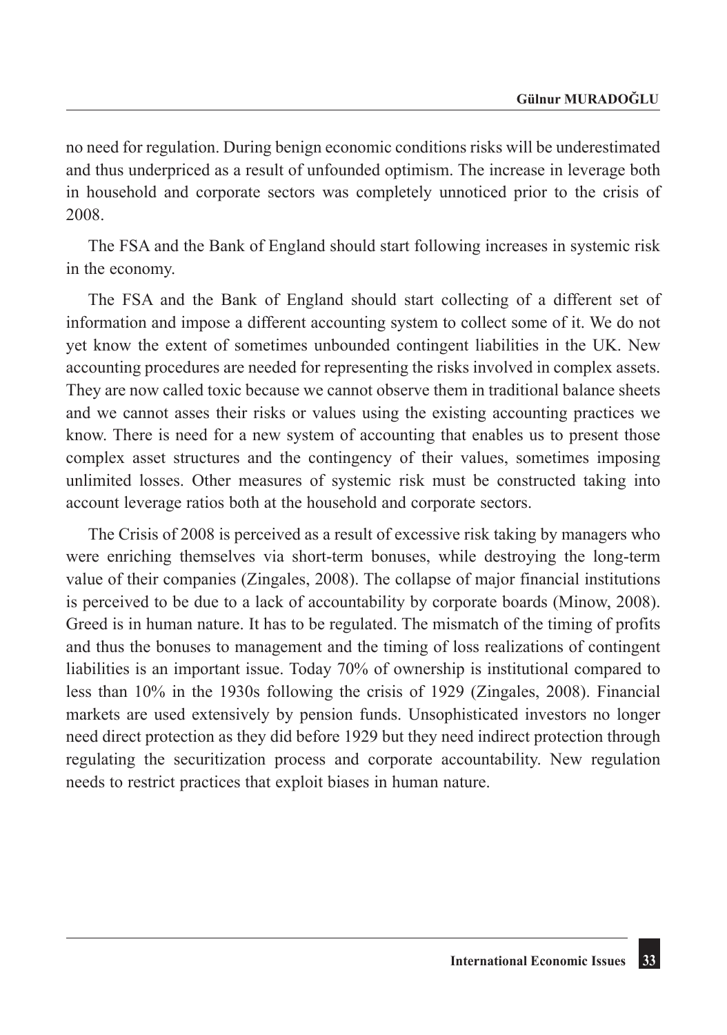no need for regulation. During benign economic conditions risks will be underestimated and thus underpriced as a result of unfounded optimism. The increase in leverage both in household and corporate sectors was completely unnoticed prior to the crisis of 2008.

The FSA and the Bank of England should start following increases in systemic risk in the economy.

The FSA and the Bank of England should start collecting of a different set of information and impose a different accounting system to collect some of it. We do not yet know the extent of sometimes unbounded contingent liabilities in the UK. New accounting procedures are needed for representing the risks involved in complex assets. They are now called toxic because we cannot observe them in traditional balance sheets and we cannot asses their risks or values using the existing accounting practices we know. There is need for a new system of accounting that enables us to present those complex asset structures and the contingency of their values, sometimes imposing unlimited losses. Other measures of systemic risk must be constructed taking into account leverage ratios both at the household and corporate sectors.

The Crisis of 2008 is perceived as a result of excessive risk taking by managers who were enriching themselves via short-term bonuses, while destroying the long-term value of their companies (Zingales, 2008). The collapse of major financial institutions is perceived to be due to a lack of accountability by corporate boards (Minow, 2008). Greed is in human nature. It has to be regulated. The mismatch of the timing of profits and thus the bonuses to management and the timing of loss realizations of contingent liabilities is an important issue. Today 70% of ownership is institutional compared to less than 10% in the 1930s following the crisis of 1929 (Zingales, 2008). Financial markets are used extensively by pension funds. Unsophisticated investors no longer need direct protection as they did before 1929 but they need indirect protection through regulating the securitization process and corporate accountability. New regulation needs to restrict practices that exploit biases in human nature.